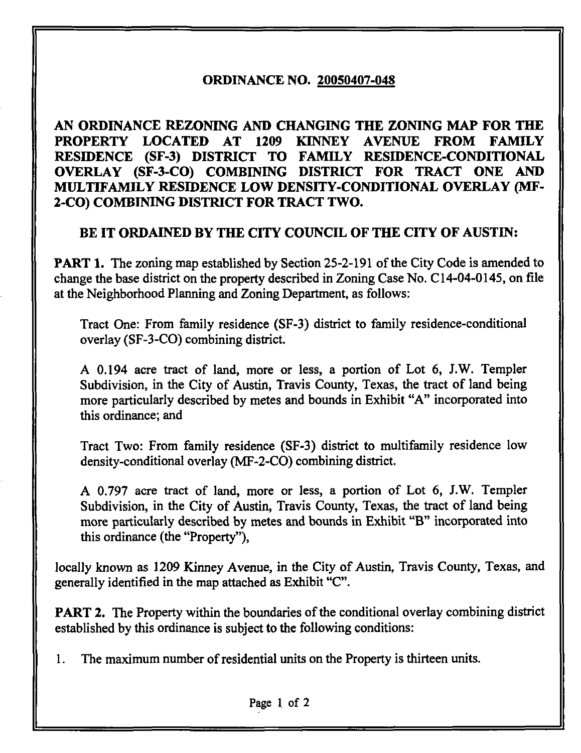# ORDINANCE NO. 20050407-048

## AN ORDINANCE REZONING AND CHANGING THE ZONING MAP FOR THE PROPERTY LOCATED AT 1209 KINNEY AVENUE FROM FAMILY RESIDENCE (SF-3) DISTRICT TO FAMILY RESIDENCE-CONDITIONAL OVERLAY (SF-3-CO) COMBINING DISTRICT FOR TRACT ONE AND MULTIFAMILY RESIDENCE LOW DENSITY-CONDITIONAL OVERLAY (MF-2-CO) COMBINING DISTRICT FOR TRACT TWO.

**BE IT ORDAINED BY THE CITY COUNCIL OF THE CITY OF AUSTIN:**

**PART 1.** The zoning map established by Section 25-2-191 of the City Code is amended to change the base district on the property described in Zoning Case No. C14-04-0145, on file at the Neighborhood Planning and Zoning Department, as follows:

Tract One: From family residence (SF-3) district to family residence-conditional overlay (SF-3-CO) combining district.

A 0.194 acre tract of land, more or less, a portion of Lot 6, J.W. Templer Subdivision, in the City of Austin, Travis County, Texas, the tract of land being more particularly described by metes and bounds in Exhibit "A" incorporated into this ordinance; and

Tract Two: From family residence (SF-3) district to multifamily residence low density-conditional overlay (MF-2-CO) combining district.

A 0.797 acre tract of land, more or less, a portion of Lot 6, J.W. Templer Subdivision, in the City of Austin, Travis County, Texas, the tract of land being more particularly described by metes and bounds in Exhibit "B" incorporated into this ordinance (the "Property"),

locally known as 1209 Kinney Avenue, in the City of Austin, Travis County, Texas, and generally identified in the map attached as Exhibit "C".

**PART 2.** The Property within the boundaries of the conditional overlay combining district established by this ordinance is subject to the following conditions:

1. The maximum number of residential units on the Property is thirteen units.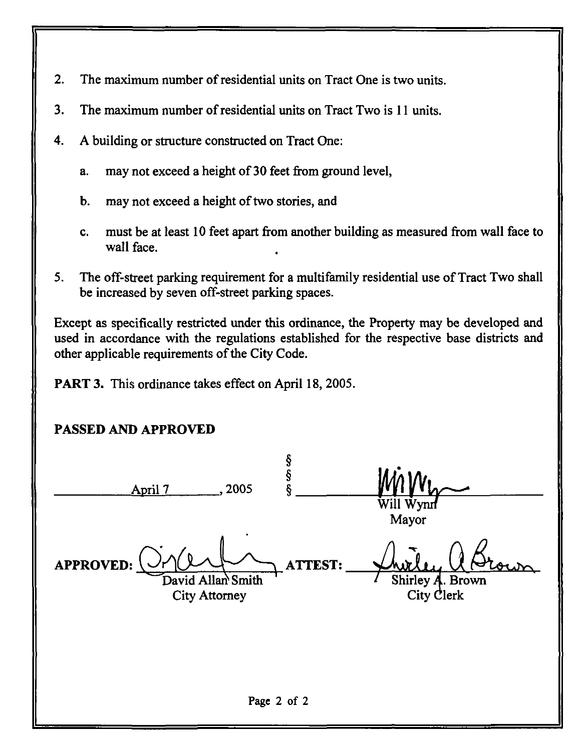2. The maximum number of residential units on Tract One is two units.

3. The maximum number of residential units on Tract Two is 11 units.

4. A building or structure constructed on Tract One:

   a. may not exceed a height of 30 feet from ground level,

   b. may not exceed a height of two stories, and

   c. must be at least 10 feet apart from another building as measured from wall face to wall face.

5. The off-street parking requirement for a multifamily residential use of Tract Two shall be increased by seven off-street parking spaces.

Except as specifically restricted under this ordinance, the Property may be developed and used in accordance with the regulations established for the respective base districts and other applicable requirements of the City Code.

**PART 3.** This ordinance takes effect on April 18, 2005.

**PASSED AND APPROVED**

April 7, 2005 § § §

Will Wynn
Mayor

**APPROVED:** David Allan Smith
City Attorney

**ATTEST:** Shirley A. Brown
City Clerk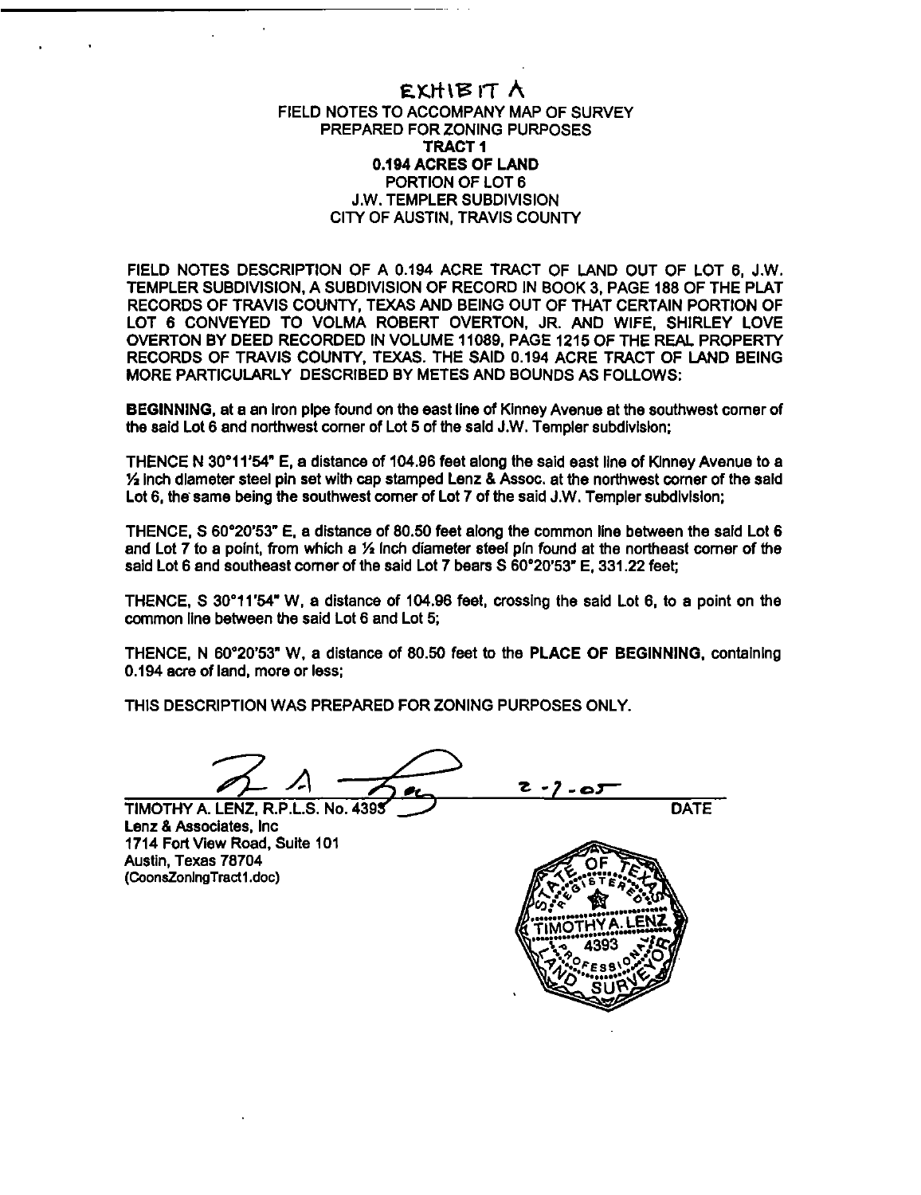# EXHIBIT A

FIELD NOTES TO ACCOMPANY MAP OF SURVEY
PREPARED FOR ZONING PURPOSES
**TRACT 1**
**0.194 ACRES OF LAND**
PORTION OF LOT 6
J.W. TEMPLER SUBDIVISION
CITY OF AUSTIN, TRAVIS COUNTY

FIELD NOTES DESCRIPTION OF A 0.194 ACRE TRACT OF LAND OUT OF LOT 6, J.W. TEMPLER SUBDIVISION, A SUBDIVISION OF RECORD IN BOOK 3, PAGE 188 OF THE PLAT RECORDS OF TRAVIS COUNTY, TEXAS AND BEING OUT OF THAT CERTAIN PORTION OF LOT 6 CONVEYED TO VOLMA ROBERT OVERTON, JR. AND WIFE, SHIRLEY LOVE OVERTON BY DEED RECORDED IN VOLUME 11089, PAGE 1215 OF THE REAL PROPERTY RECORDS OF TRAVIS COUNTY, TEXAS. THE SAID 0.194 ACRE TRACT OF LAND BEING MORE PARTICULARLY DESCRIBED BY METES AND BOUNDS AS FOLLOWS:

**BEGINNING**, at a an iron pipe found on the east line of Kinney Avenue at the southwest corner of the said Lot 6 and northwest corner of Lot 5 of the said J.W. Templer subdivision;

THENCE N 30°11'54" E, a distance of 104.96 feet along the said east line of Kinney Avenue to a ½ inch diameter steel pin set with cap stamped Lenz & Assoc. at the northwest corner of the said Lot 6, the same being the southwest corner of Lot 7 of the said J.W. Templer subdivision;

THENCE, S 60°20'53" E, a distance of 80.50 feet along the common line between the said Lot 6 and Lot 7 to a point, from which a ½ inch diameter steel pin found at the northeast corner of the said Lot 6 and southeast corner of the said Lot 7 bears S 60°20'53" E, 331.22 feet;

THENCE, S 30°11'54" W, a distance of 104.96 feet, crossing the said Lot 6, to a point on the common line between the said Lot 6 and Lot 5;

THENCE, N 60°20'53" W, a distance of 80.50 feet to the **PLACE OF BEGINNING**, containing 0.194 acre of land, more or less;

THIS DESCRIPTION WAS PREPARED FOR ZONING PURPOSES ONLY.

2-7-05

TIMOTHY A. LENZ, R.P.L.S. No. 4393 — DATE
Lenz & Associates, Inc
1714 Fort View Road, Suite 101
Austin, Texas 78704
(CoonsZoningTract1.doc)

STATE OF TEXAS REGISTERED PROFESSIONAL LAND SURVEYOR TIMOTHY A. LENZ 4393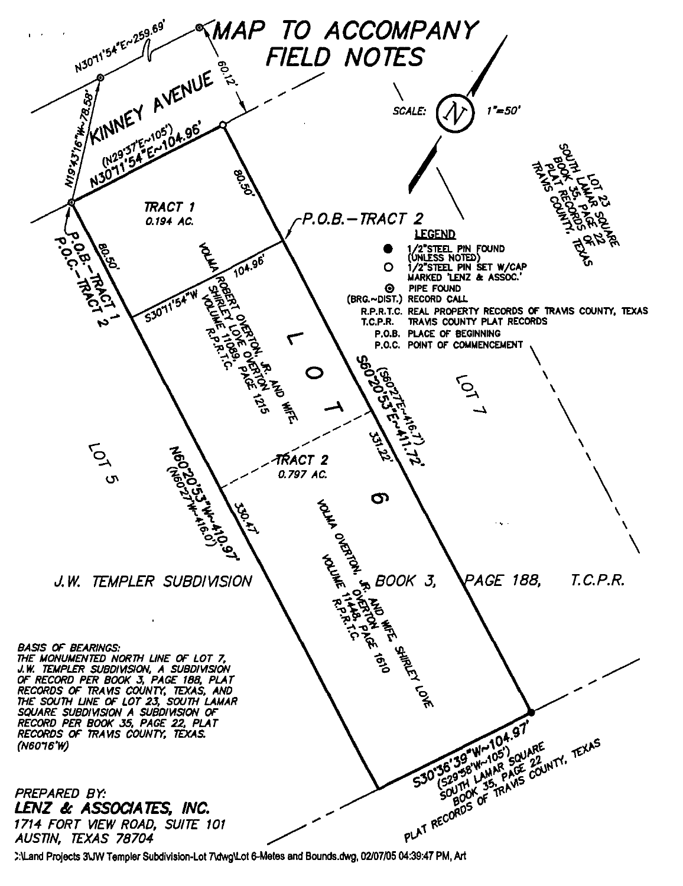# MAP TO ACCOMPANY FIELD NOTES

SCALE: 1"=50'

N30°11'54"E~259.69'

N19°43'16"W~78.58'

60.12'

KINNEY AVENUE

(N29°37'E~105')
N30°11'54"E~104.96'

80.50'

80.50'

TRACT 1
0.194 AC.

P.O.B.-TRACT 1
P.O.C.-TRACT 2

P.O.B.-TRACT 2

S30°11'54"W 104.96'

VOLMA ROBERT OVERTON, JR. AND WIFE, SHIRLEY LOVE OVERTON
VOLUME 11089, PAGE 1215
R.P.R.T.C.

LOT 6

(S60°27'E~416.7')
S60°20'53"E~411.72'

331.22'

TRACT 2
0.797 AC.

330.47'

N60°20'53"W~410.97'
(N60°27'W~416.0')

VOLMA OVERTON, JR. AND WIFE, SHIRLEY LOVE OVERTON
VOLUME 11446, PAGE 1610
R.P.R.T.C.

LOT 5

LOT 7

LOT 23
SOUTH LAMAR SQUARE
BOOK 35, PAGE 22
PLAT RECORDS OF TRAVIS COUNTY, TEXAS

J.W. TEMPLER SUBDIVISION BOOK 3, PAGE 188, T.C.P.R.

S30°36'39"W~104.97'
(S29°58'W~105')
SOUTH LAMAR SQUARE
BOOK 35, PAGE 22
PLAT RECORDS OF TRAVIS COUNTY, TEXAS

**LEGEND**

- ● 1/2"STEEL PIN FOUND (UNLESS NOTED)
- ○ 1/2"STEEL PIN SET W/CAP MARKED 'LENZ & ASSOC.'
- ◎ PIPE FOUND
- (BRG.~DIST.) RECORD CALL
- R.P.R.T.C. REAL PROPERTY RECORDS OF TRAVIS COUNTY, TEXAS
- T.C.P.R. TRAVIS COUNTY PLAT RECORDS
- P.O.B. PLACE OF BEGINNING
- P.O.C. POINT OF COMMENCEMENT

*BASIS OF BEARINGS: THE MONUMENTED NORTH LINE OF LOT 7, J.W. TEMPLER SUBDIVISION, A SUBDIVISION OF RECORD PER BOOK 3, PAGE 188, PLAT RECORDS OF TRAVIS COUNTY, TEXAS, AND THE SOUTH LINE OF LOT 23, SOUTH LAMAR SQUARE SUBDIVISION A SUBDIVISION OF RECORD PER BOOK 35, PAGE 22, PLAT RECORDS OF TRAVIS COUNTY, TEXAS. (N60°16'W)*

PREPARED BY:
**LENZ & ASSOCIATES, INC.**
1714 FORT VIEW ROAD, SUITE 101
AUSTIN, TEXAS 78704

:\Land Projects 3\JW Templer Subdivision-Lot 7\dwg\Lot 6-Metes and Bounds.dwg, 02/07/05 04:39:47 PM, Art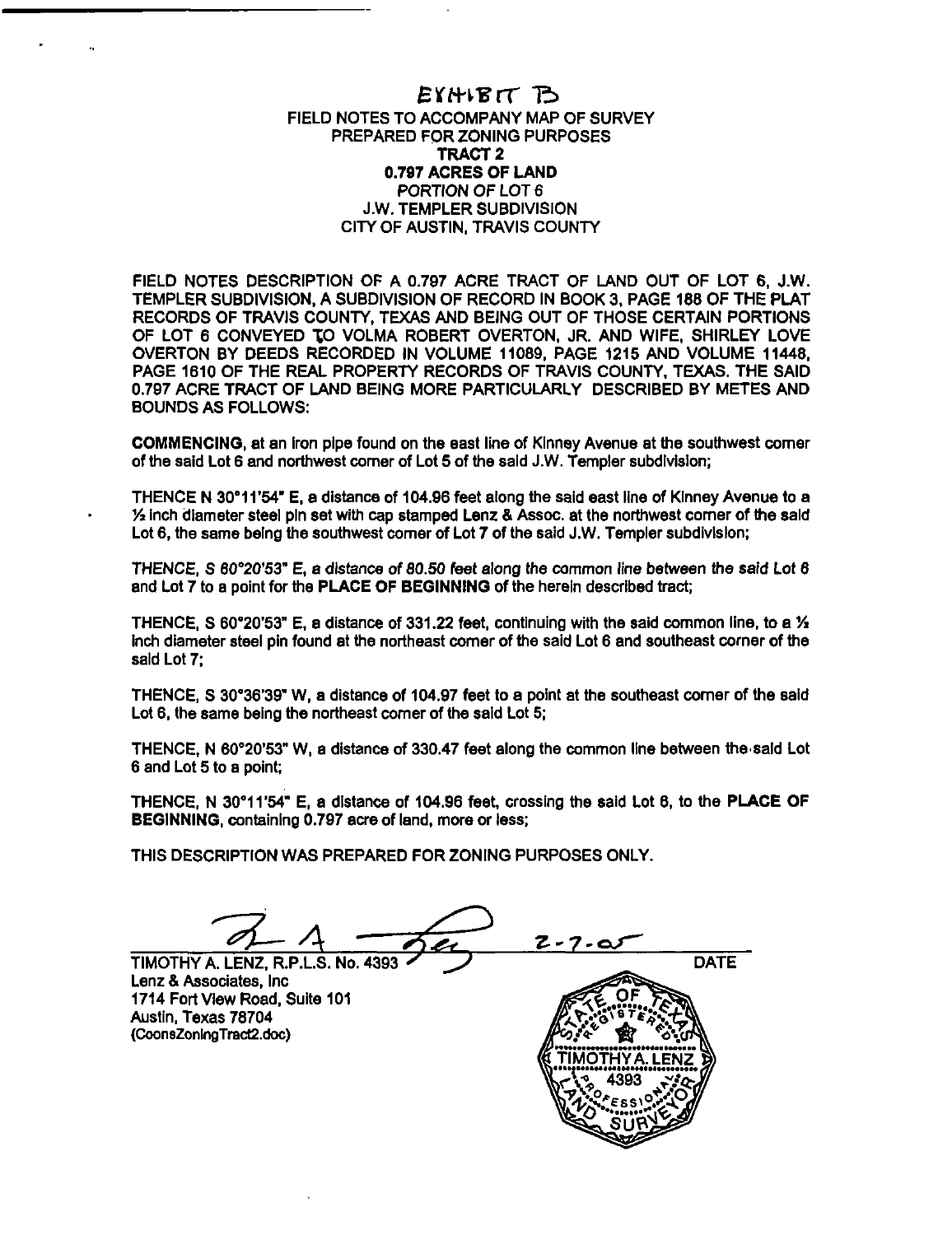# EXHIBIT B

**FIELD NOTES TO ACCOMPANY MAP OF SURVEY**
**PREPARED FOR ZONING PURPOSES**
**TRACT 2**
**0.797 ACRES OF LAND**
*PORTION OF LOT 6*
J.W. TEMPLER SUBDIVISION
CITY OF AUSTIN, TRAVIS COUNTY

FIELD NOTES DESCRIPTION OF A 0.797 ACRE TRACT OF LAND OUT OF LOT 6, J.W. TEMPLER SUBDIVISION, A SUBDIVISION OF RECORD IN BOOK 3, PAGE 188 OF THE PLAT RECORDS OF TRAVIS COUNTY, TEXAS AND BEING OUT OF THOSE CERTAIN PORTIONS OF LOT 6 CONVEYED TO VOLMA ROBERT OVERTON, JR. AND WIFE, SHIRLEY LOVE OVERTON BY DEEDS RECORDED IN VOLUME 11089, PAGE 1215 AND VOLUME 11448, PAGE 1610 OF THE REAL PROPERTY RECORDS OF TRAVIS COUNTY, TEXAS. THE SAID 0.797 ACRE TRACT OF LAND BEING MORE PARTICULARLY DESCRIBED BY METES AND BOUNDS AS FOLLOWS:

**COMMENCING**, at an iron pipe found on the east line of Kinney Avenue at the southwest corner of the said Lot 6 and northwest corner of Lot 5 of the said J.W. Templer subdivision;

THENCE N 30°11'54" E, a distance of 104.96 feet along the said east line of Kinney Avenue to a ½ inch diameter steel pin set with cap stamped Lenz & Assoc. at the northwest corner of the said Lot 6, the same being the southwest corner of Lot 7 of the said J.W. Templer subdivision;

*THENCE, S 60°20'53" E, a distance of 80.50 feet along the common line between the said Lot 6 and Lot 7 to a point for the* **PLACE OF BEGINNING** *of the herein described tract;*

THENCE, S 60°20'53" E, a distance of 331.22 feet, continuing with the said common line, to a ½ inch diameter steel pin found at the northeast corner of the said Lot 6 and southeast corner of the said Lot 7;

THENCE, S 30°36'39" W, a distance of 104.97 feet to a point at the southeast corner of the said Lot 6, the same being the northeast corner of the said Lot 5;

THENCE, N 60°20'53" W, a distance of 330.47 feet along the common line between the said Lot 6 and Lot 5 to a point;

THENCE, N 30°11'54" E, a distance of 104.96 feet, crossing the said Lot 6, to the **PLACE OF BEGINNING**, containing 0.797 acre of land, more or less;

THIS DESCRIPTION WAS PREPARED FOR ZONING PURPOSES ONLY.

2-7-05

TIMOTHY A. LENZ, R.P.L.S. No. 4393 DATE
Lenz & Associates, Inc
1714 Fort View Road, Suite 101
Austin, Texas 78704
(CoonsZoningTract2.doc)

STATE OF TEXAS REGISTERED TIMOTHY A. LENZ 4393 PROFESSIONAL LAND SURVEYOR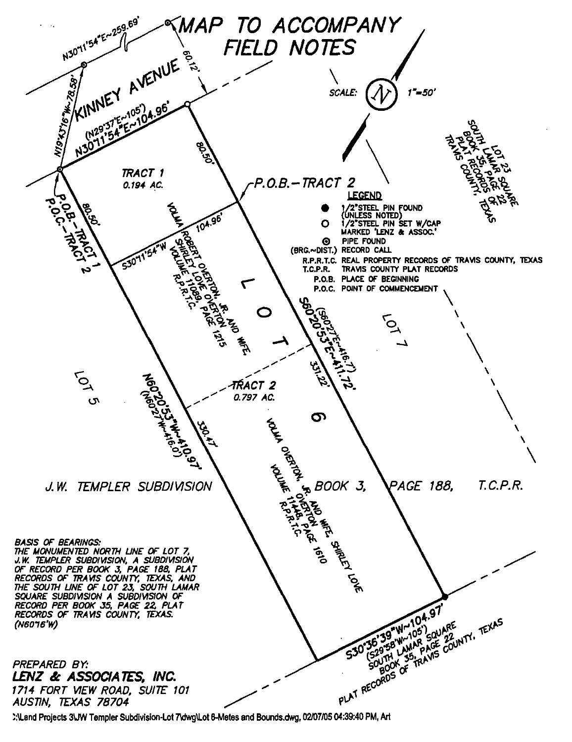# MAP TO ACCOMPANY FIELD NOTES

SCALE: 1"=50'

N30°11'54"E~259.69'

N19°43'16"W~78.58'

60.12'

KINNEY AVENUE

(N29°37'E~105')
N30°11'54"E~104.96'

80.50'

TRACT 1
0.194 AC.

P.O.B.–TRACT 2

80.50'

P.O.B.–TRACT 1
P.O.C.–TRACT 2

104.96'

S30°11'54"W

VOLMA ROBERT OVERTON, JR. AND WIFE, SHIRLEY LOVE OVERTON
VOLUME 11089, PAGE 1215
R.P.R.T.C.

L O T 6

(S60°27'E~416.7')
S60°20'53"E~411.72'

331.22'

LOT 7

LOT 5

TRACT 2
0.797 AC.

N60°20'53"W~410.97'
(N60°27'W~416.0')

330.47'

VOLMA OVERTON, JR. AND WIFE, SHIRLEY LOVE OVERTON
VOLUME 11448, PAGE 1610
R.P.R.T.C.

J.W. TEMPLER SUBDIVISION BOOK 3, PAGE 188, T.C.P.R.

LOT 23
SOUTH LAMAR SQUARE
BOOK 35, PAGE 22
PLAT RECORDS OF TRAVIS COUNTY, TEXAS

S30°36'39"W~104.97'
(S29°58'W~105')
SOUTH LAMAR SQUARE
BOOK 35, PAGE 22
PLAT RECORDS OF TRAVIS COUNTY, TEXAS

**LEGEND**

- ● 1/2"STEEL PIN FOUND (UNLESS NOTED)
- O 1/2"STEEL PIN SET W/CAP MARKED 'LENZ & ASSOC.'
- ⊙ PIPE FOUND
- (BRG.~DIST.) RECORD CALL
- R.P.R.T.C. REAL PROPERTY RECORDS OF TRAVIS COUNTY, TEXAS
- T.C.P.R. TRAVIS COUNTY PLAT RECORDS
- P.O.B. PLACE OF BEGINNING
- P.O.C. POINT OF COMMENCEMENT

*BASIS OF BEARINGS:*
*THE MONUMENTED NORTH LINE OF LOT 7, J.W. TEMPLER SUBDIVISION, A SUBDIVISION OF RECORD PER BOOK 3, PAGE 188, PLAT RECORDS OF TRAVIS COUNTY, TEXAS, AND THE SOUTH LINE OF LOT 23, SOUTH LAMAR SQUARE SUBDIVISION A SUBDIVISION OF RECORD PER BOOK 35, PAGE 22, PLAT RECORDS OF TRAVIS COUNTY, TEXAS. (N60°16'W)*

*PREPARED BY:*
***LENZ & ASSOCIATES, INC.***
*1714 FORT VIEW ROAD, SUITE 101*
*AUSTIN, TEXAS 78704*

:\Land Projects 3\JW Templer Subdivision-Lot 7\dwg\Lot 6-Metes and Bounds.dwg, 02/07/05 04:39:40 PM, Art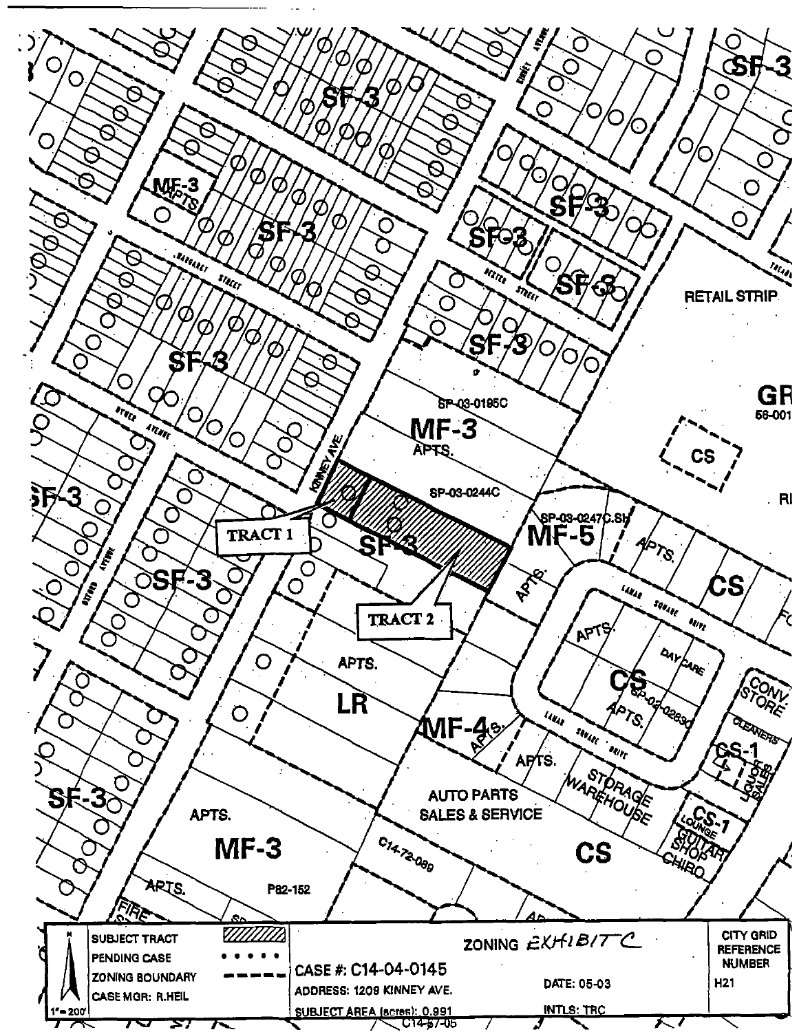SF-3

SF-3

MF-3 APTS

SF-3

SF-3

SF-3

SF-3

SF-3

RETAIL STRIP

GR 56-001

SP-03-0195C

MF-3 APTS.

CS

SP-03-0244C

SP-03-0247C.SH

MF-5

APTS.

CS

TRACT 1

SF-3

TRACT 2

APTS

APTS.

DAY CARE

CS

SP-02-0283C

APTS.

APTS.

LR

MF-4

CONV. STORE

CLEANERS

CS-1

LIQUOR SALES

APTS.

STORAGE WAREHOUSE

AUTO PARTS SALES & SERVICE

CS-1

LOUNGE

GUITAR SHOP

CHIRO

SF-3

APTS.

MF-3

CS

C14-72-089

APTS.

P82-152

KINNEY AVE.

MARGARET STREET

DEXTER STREET

OXFORD AVENUE

LAMAR SQUARE DRIVE

| | | | |
|---|---|---|---|
| SUBJECT TRACT / PENDING CASE / ZONING BOUNDARY / CASE MGR: R.HEIL | ZONING EXHIBIT C | | CITY GRID REFERENCE NUMBER |
| | CASE #: C14-04-0145 | | H21 |
| | ADDRESS: 1209 KINNEY AVE. | DATE: 05-03 | |
| | SUBJECT AREA (acres): 0.991 | INTLS: TRC | |

1" = 200'